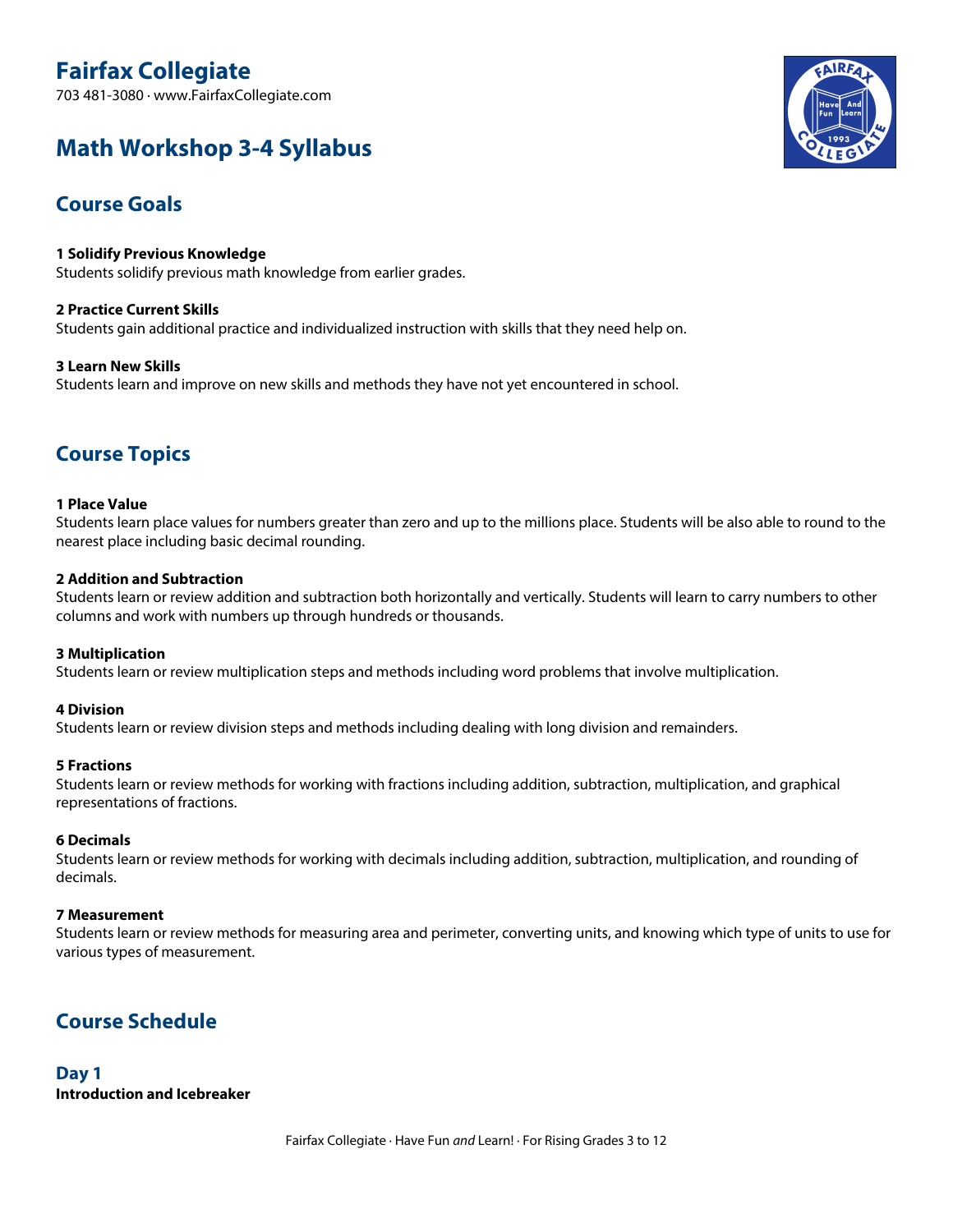# Fairfax Collegiate

703 481-3080 · www.FairfaxCollegiate.com

# Math Workshop 3-4 Syllabus

## Course Goals

**1 Solidify Previous Knowledge**
Students solidify previous math knowledge from earlier grades.

**2 Practice Current Skills**
Students gain additional practice and individualized instruction with skills that they need help on.

**3 Learn New Skills**
Students learn and improve on new skills and methods they have not yet encountered in school.

## Course Topics

**1 Place Value**
Students learn place values for numbers greater than zero and up to the millions place. Students will be also able to round to the nearest place including basic decimal rounding.

**2 Addition and Subtraction**
Students learn or review addition and subtraction both horizontally and vertically. Students will learn to carry numbers to other columns and work with numbers up through hundreds or thousands.

**3 Multiplication**
Students learn or review multiplication steps and methods including word problems that involve multiplication.

**4 Division**
Students learn or review division steps and methods including dealing with long division and remainders.

**5 Fractions**
Students learn or review methods for working with fractions including addition, subtraction, multiplication, and graphical representations of fractions.

**6 Decimals**
Students learn or review methods for working with decimals including addition, subtraction, multiplication, and rounding of decimals.

**7 Measurement**
Students learn or review methods for measuring area and perimeter, converting units, and knowing which type of units to use for various types of measurement.

## Course Schedule

### Day 1

**Introduction and Icebreaker**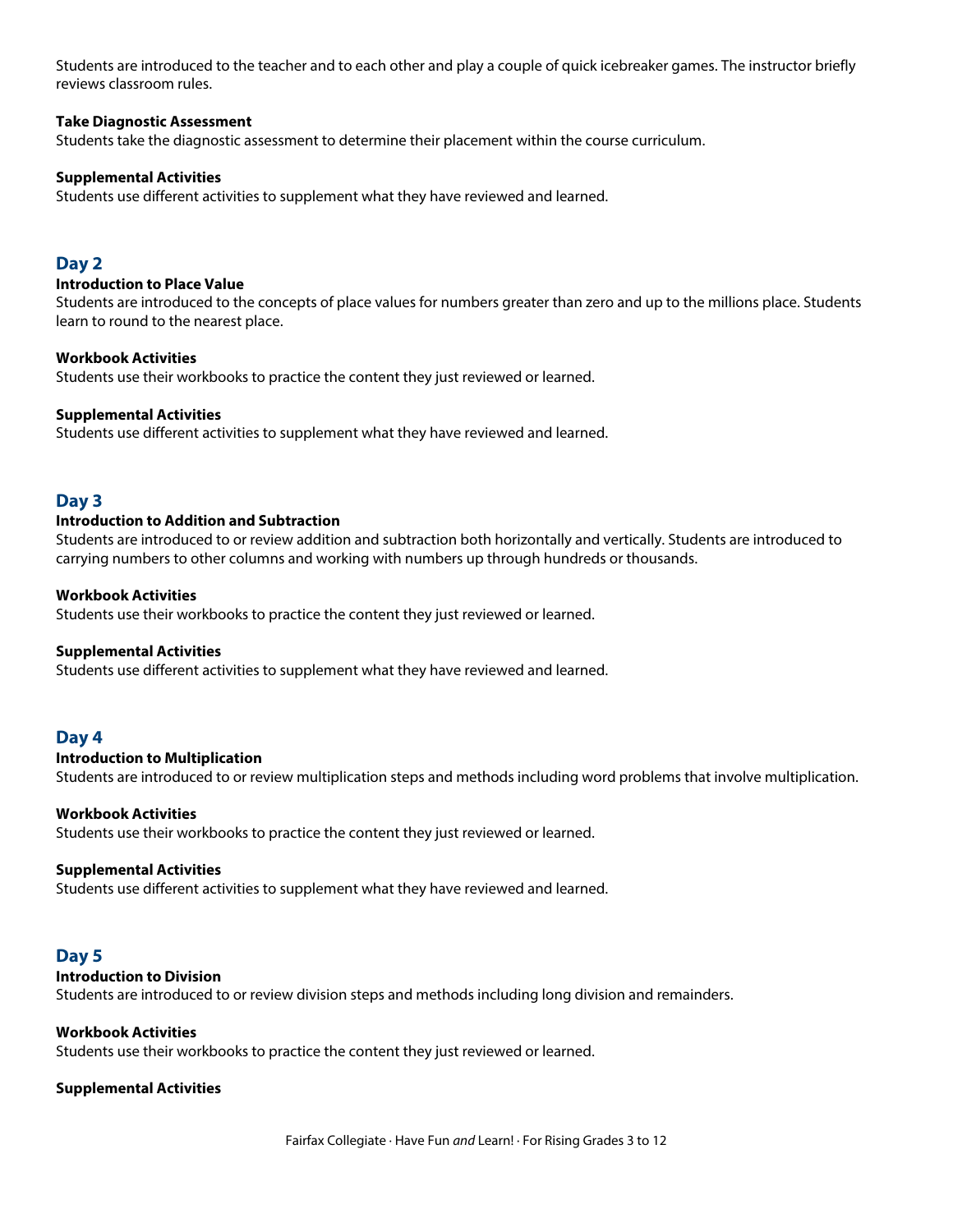Students are introduced to the teacher and to each other and play a couple of quick icebreaker games. The instructor briefly reviews classroom rules.

**Take Diagnostic Assessment**
Students take the diagnostic assessment to determine their placement within the course curriculum.

**Supplemental Activities**
Students use different activities to supplement what they have reviewed and learned.

## Day 2

**Introduction to Place Value**
Students are introduced to the concepts of place values for numbers greater than zero and up to the millions place. Students learn to round to the nearest place.

**Workbook Activities**
Students use their workbooks to practice the content they just reviewed or learned.

**Supplemental Activities**
Students use different activities to supplement what they have reviewed and learned.

## Day 3

**Introduction to Addition and Subtraction**
Students are introduced to or review addition and subtraction both horizontally and vertically. Students are introduced to carrying numbers to other columns and working with numbers up through hundreds or thousands.

**Workbook Activities**
Students use their workbooks to practice the content they just reviewed or learned.

**Supplemental Activities**
Students use different activities to supplement what they have reviewed and learned.

## Day 4

**Introduction to Multiplication**
Students are introduced to or review multiplication steps and methods including word problems that involve multiplication.

**Workbook Activities**
Students use their workbooks to practice the content they just reviewed or learned.

**Supplemental Activities**
Students use different activities to supplement what they have reviewed and learned.

## Day 5

**Introduction to Division**
Students are introduced to or review division steps and methods including long division and remainders.

**Workbook Activities**
Students use their workbooks to practice the content they just reviewed or learned.

**Supplemental Activities**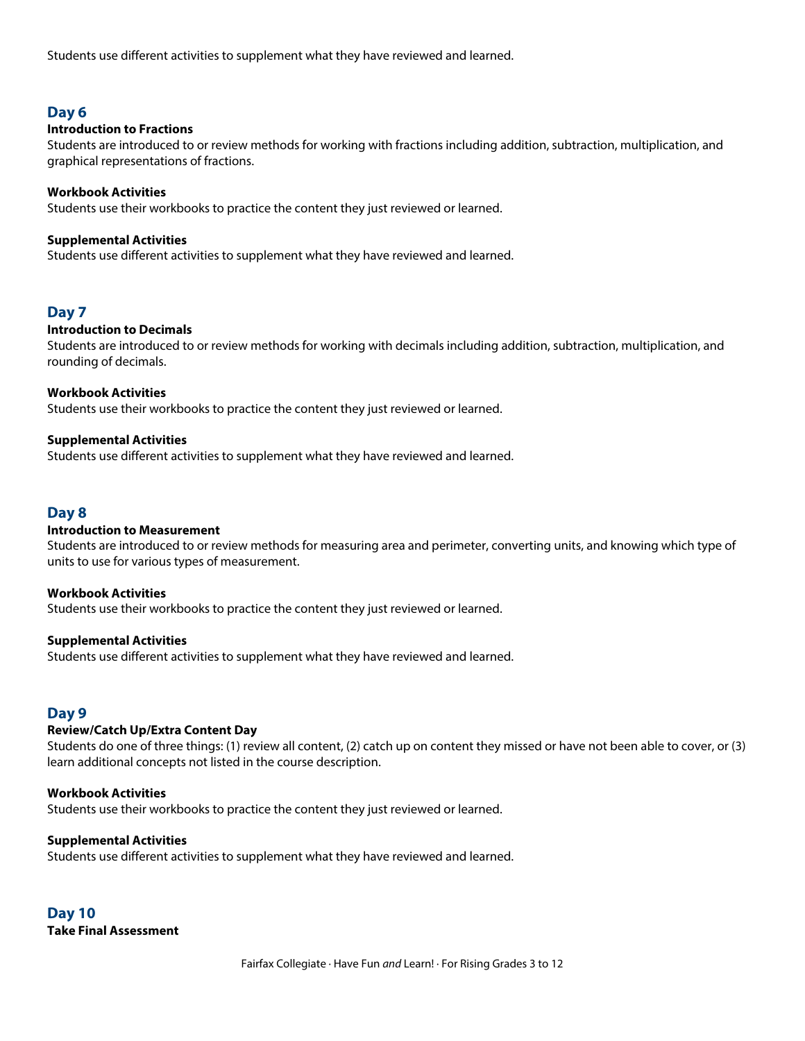Students use different activities to supplement what they have reviewed and learned.

## Day 6

**Introduction to Fractions**

Students are introduced to or review methods for working with fractions including addition, subtraction, multiplication, and graphical representations of fractions.

**Workbook Activities**

Students use their workbooks to practice the content they just reviewed or learned.

**Supplemental Activities**

Students use different activities to supplement what they have reviewed and learned.

## Day 7

**Introduction to Decimals**

Students are introduced to or review methods for working with decimals including addition, subtraction, multiplication, and rounding of decimals.

**Workbook Activities**

Students use their workbooks to practice the content they just reviewed or learned.

**Supplemental Activities**

Students use different activities to supplement what they have reviewed and learned.

## Day 8

**Introduction to Measurement**

Students are introduced to or review methods for measuring area and perimeter, converting units, and knowing which type of units to use for various types of measurement.

**Workbook Activities**

Students use their workbooks to practice the content they just reviewed or learned.

**Supplemental Activities**

Students use different activities to supplement what they have reviewed and learned.

## Day 9

**Review/Catch Up/Extra Content Day**

Students do one of three things: (1) review all content, (2) catch up on content they missed or have not been able to cover, or (3) learn additional concepts not listed in the course description.

**Workbook Activities**

Students use their workbooks to practice the content they just reviewed or learned.

**Supplemental Activities**

Students use different activities to supplement what they have reviewed and learned.

## Day 10

**Take Final Assessment**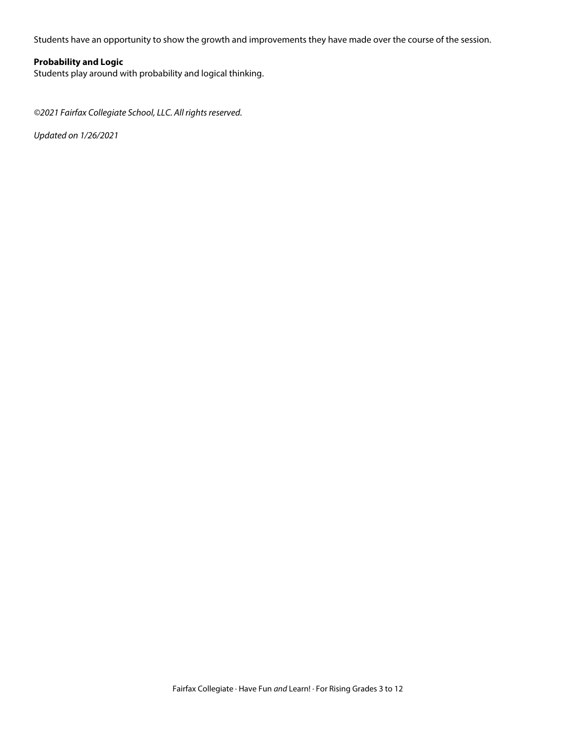Students have an opportunity to show the growth and improvements they have made over the course of the session.

**Probability and Logic**
Students play around with probability and logical thinking.

*©2021 Fairfax Collegiate School, LLC. All rights reserved.*

*Updated on 1/26/2021*